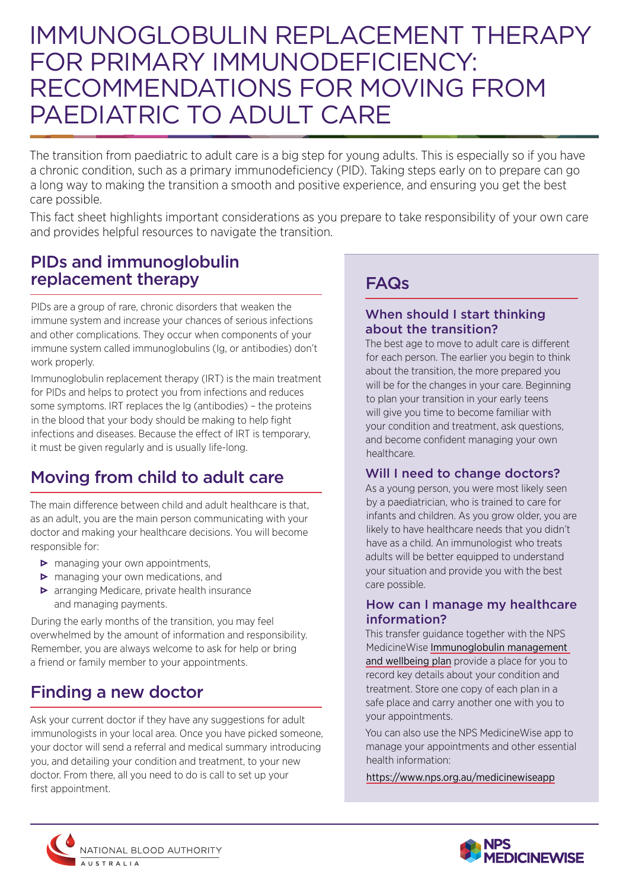# IMMUNOGLOBULIN REPLACEMENT THERAPY FOR PRIMARY IMMUNODEFICIENCY: RECOMMENDATIONS FOR MOVING FROM PAEDIATRIC TO ADULT CARE

The transition from paediatric to adult care is a big step for young adults. This is especially so if you have a chronic condition, such as a primary immunodeficiency (PID). Taking steps early on to prepare can go a long way to making the transition a smooth and positive experience, and ensuring you get the best care possible.

This fact sheet highlights important considerations as you prepare to take responsibility of your own care and provides helpful resources to navigate the transition.

## PIDs and immunoglobulin replacement therapy

PIDs are a group of rare, chronic disorders that weaken the immune system and increase your chances of serious infections and other complications. They occur when components of your immune system called immunoglobulins (Ig, or antibodies) don't work properly.

Immunoglobulin replacement therapy (IRT) is the main treatment for PIDs and helps to protect you from infections and reduces some symptoms. IRT replaces the Ig (antibodies) – the proteins in the blood that your body should be making to help fight infections and diseases. Because the effect of IRT is temporary, it must be given regularly and is usually life-long.

## Moving from child to adult care

The main difference between child and adult healthcare is that, as an adult, you are the main person communicating with your doctor and making your healthcare decisions. You will become responsible for:

- managing your own appointments,
- managing your own medications, and
- arranging Medicare, private health insurance and managing payments.

During the early months of the transition, you may feel overwhelmed by the amount of information and responsibility. Remember, you are always welcome to ask for help or bring a friend or family member to your appointments.

## Finding a new doctor

Ask your current doctor if they have any suggestions for adult immunologists in your local area. Once you have picked someone, your doctor will send a referral and medical summary introducing you, and detailing your condition and treatment, to your new doctor. From there, all you need to do is call to set up your first appointment.

## FAQs

### When should I start thinking about the transition?

The best age to move to adult care is different for each person. The earlier you begin to think about the transition, the more prepared you will be for the changes in your care. Beginning to plan your transition in your early teens will give you time to become familiar with your condition and treatment, ask questions, and become confident managing your own healthcare.

### Will I need to change doctors?

As a young person, you were most likely seen by a paediatrician, who is trained to care for infants and children. As you grow older, you are likely to have healthcare needs that you didn't have as a child. An immunologist who treats adults will be better equipped to understand your situation and provide you with the best care possible.

### How can I manage my healthcare information?

This transfer guidance together with the NPS MedicineWise Immunoglobulin management and wellbeing plan provide a place for you to record key details about your condition and treatment. Store one copy of each plan in a safe place and carry another one with you to your appointments.

You can also use the NPS MedicineWise app to manage your appointments and other essential health information:

https://www.nps.org.au/medicinewiseapp

NATIONAL BLOOD AUTHORITY AUSTRALIA

NPS MEDICINEWISE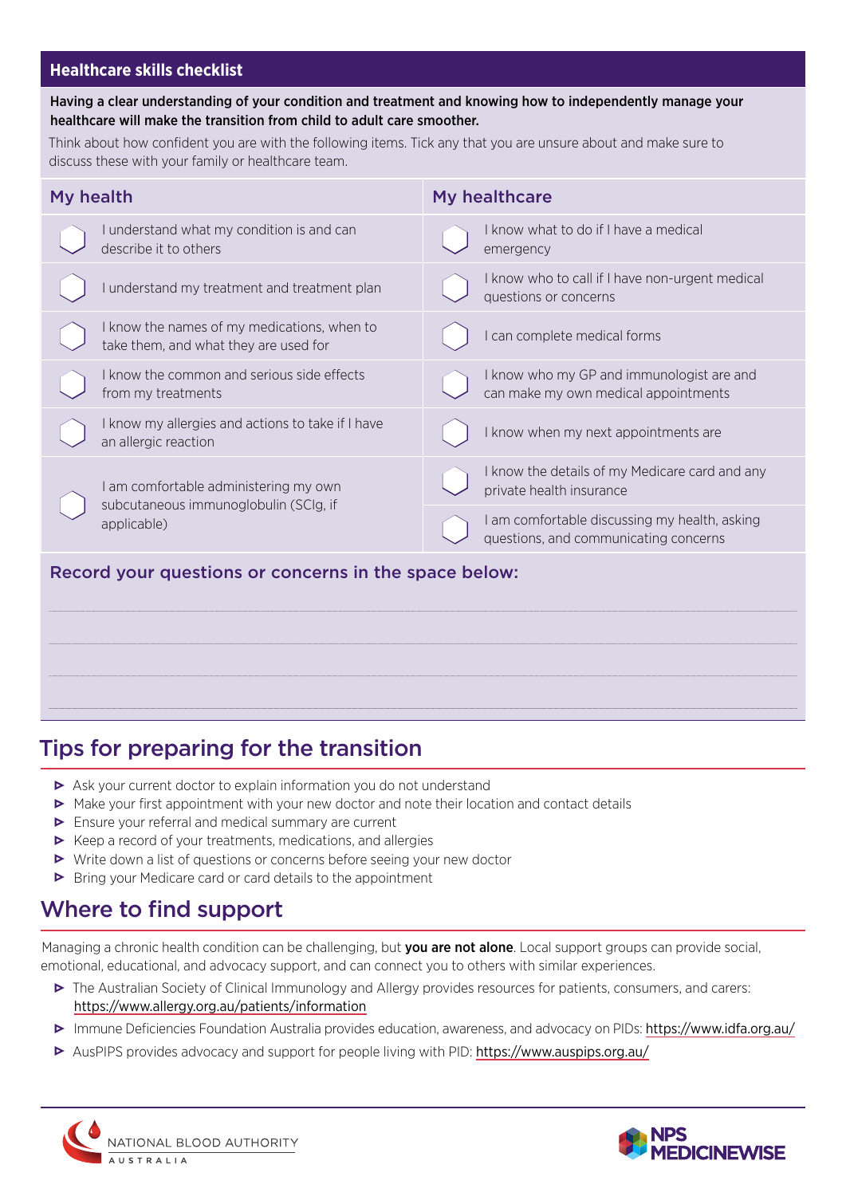## Healthcare skills checklist

**Having a clear understanding of your condition and treatment and knowing how to independently manage your healthcare will make the transition from child to adult care smoother.**

Think about how confident you are with the following items. Tick any that you are unsure about and make sure to discuss these with your family or healthcare team.

| My health | My healthcare |
| --- | --- |
| ☐ I understand what my condition is and can describe it to others | ☐ I know what to do if I have a medical emergency |
| ☐ I understand my treatment and treatment plan | ☐ I know who to call if I have non-urgent medical questions or concerns |
| ☐ I know the names of my medications, when to take them, and what they are used for | ☐ I can complete medical forms |
| ☐ I know the common and serious side effects from my treatments | ☐ I know who my GP and immunologist are and can make my own medical appointments |
| ☐ I know my allergies and actions to take if I have an allergic reaction | ☐ I know when my next appointments are |
| ☐ I am comfortable administering my own subcutaneous immunoglobulin (SCIg, if applicable) | ☐ I know the details of my Medicare card and any private health insurance |
| | ☐ I am comfortable discussing my health, asking questions, and communicating concerns |

### Record your questions or concerns in the space below:

## Tips for preparing for the transition

- Ask your current doctor to explain information you do not understand
- Make your first appointment with your new doctor and note their location and contact details
- Ensure your referral and medical summary are current
- Keep a record of your treatments, medications, and allergies
- Write down a list of questions or concerns before seeing your new doctor
- Bring your Medicare card or card details to the appointment

## Where to find support

Managing a chronic health condition can be challenging, but **you are not alone**. Local support groups can provide social, emotional, educational, and advocacy support, and can connect you to others with similar experiences.

- The Australian Society of Clinical Immunology and Allergy provides resources for patients, consumers, and carers: https://www.allergy.org.au/patients/information
- Immune Deficiencies Foundation Australia provides education, awareness, and advocacy on PIDs: https://www.idfa.org.au/
- AusPIPS provides advocacy and support for people living with PID: https://www.auspips.org.au/

NATIONAL BLOOD AUTHORITY AUSTRALIA

NPS MEDICINEWISE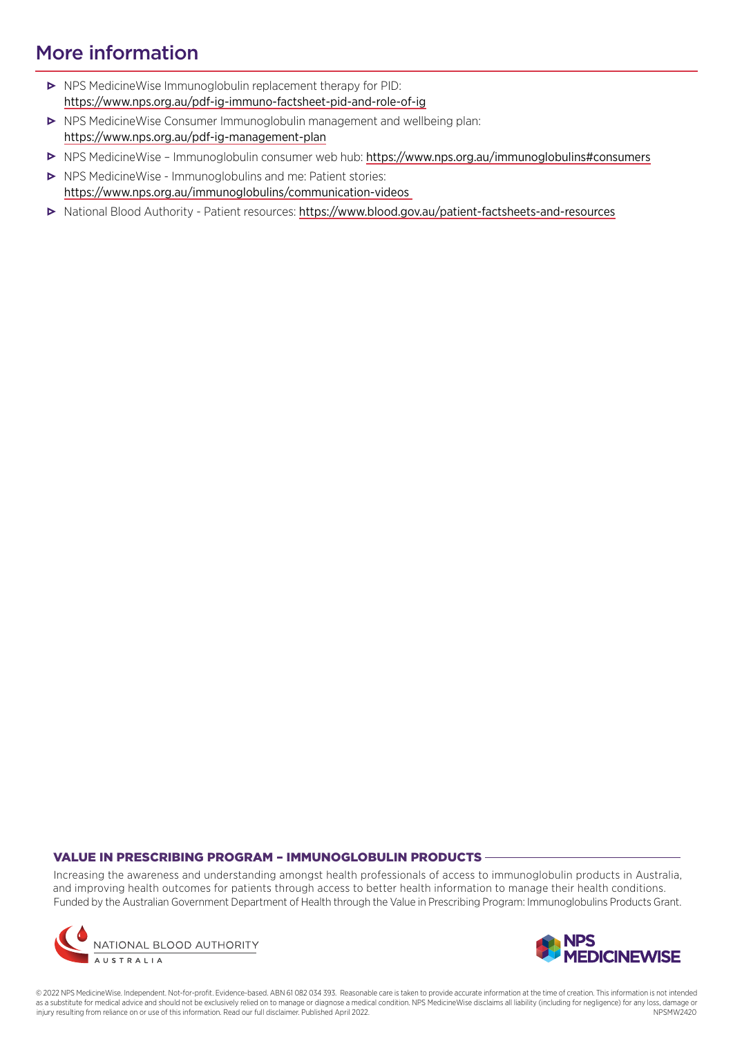## More information

- NPS MedicineWise Immunoglobulin replacement therapy for PID: https://www.nps.org.au/pdf-ig-immuno-factsheet-pid-and-role-of-ig
- NPS MedicineWise Consumer Immunoglobulin management and wellbeing plan: https://www.nps.org.au/pdf-ig-management-plan
- NPS MedicineWise – Immunoglobulin consumer web hub: https://www.nps.org.au/immunoglobulins#consumers
- NPS MedicineWise - Immunoglobulins and me: Patient stories: https://www.nps.org.au/immunoglobulins/communication-videos
- National Blood Authority - Patient resources: https://www.blood.gov.au/patient-factsheets-and-resources

**VALUE IN PRESCRIBING PROGRAM – IMMUNOGLOBULIN PRODUCTS**

Increasing the awareness and understanding amongst health professionals of access to immunoglobulin products in Australia, and improving health outcomes for patients through access to better health information to manage their health conditions. Funded by the Australian Government Department of Health through the Value in Prescribing Program: Immunoglobulins Products Grant.

NATIONAL BLOOD AUTHORITY AUSTRALIA

NPS MEDICINEWISE

© 2022 NPS MedicineWise. Independent. Not-for-profit. Evidence-based. ABN 61 082 034 393. Reasonable care is taken to provide accurate information at the time of creation. This information is not intended as a substitute for medical advice and should not be exclusively relied on to manage or diagnose a medical condition. NPS MedicineWise disclaims all liability (including for negligence) for any loss, damage or injury resulting from reliance on or use of this information. Read our full disclaimer. Published April 2022. NPSMW2420